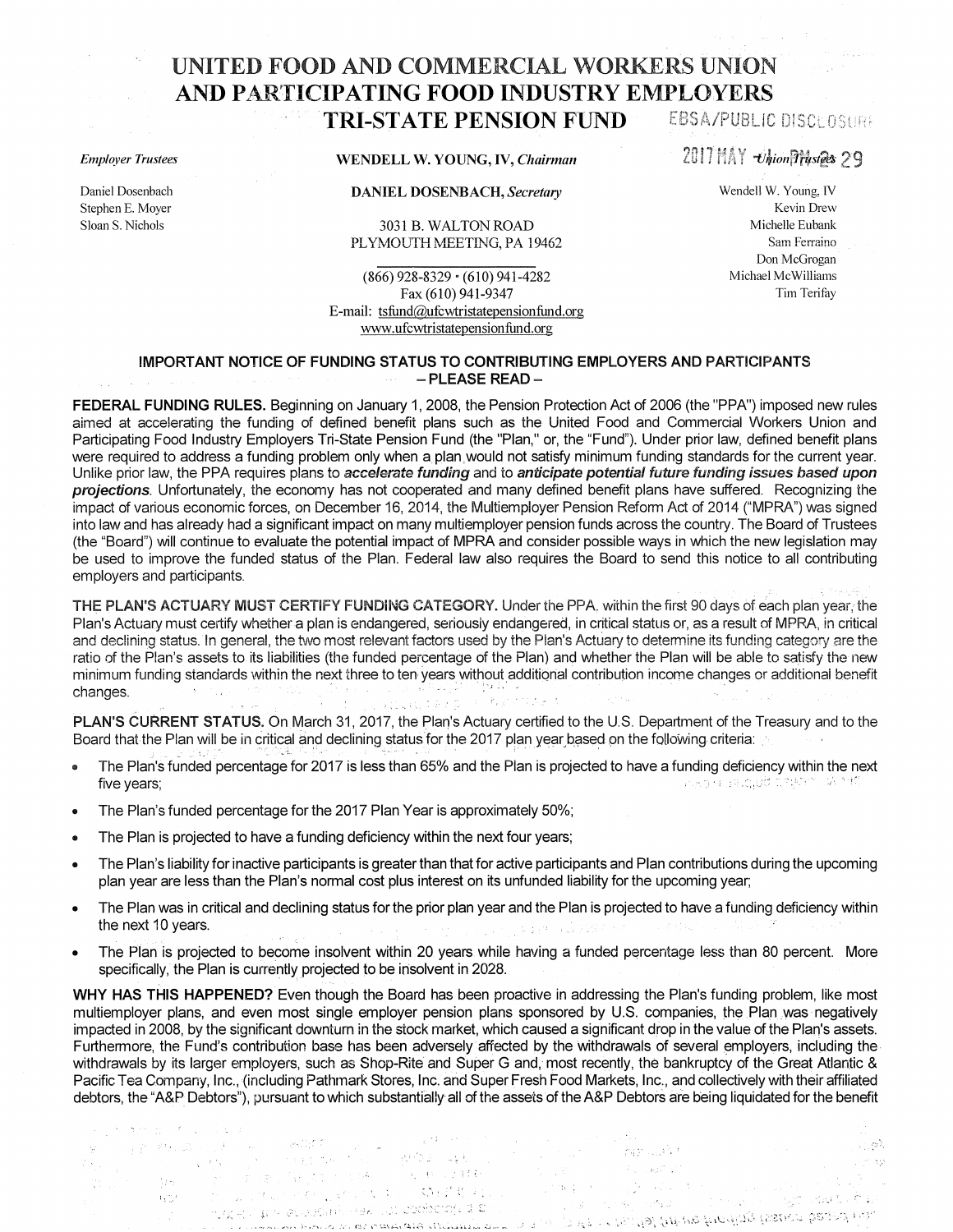# UNITED FOOD AND COMMERCIAL WORKERS UNION AND PARTICIPATING FOOD INDUSTRY EMPLOYERS TRI-STATE PENSION FUND

EBSA/PUBLIC DISCLOSURE

2017 MAY - PM 2: 29

**WENDELL W. YOUNG, IV, *Chairman***

**DANIEL DOSENBACH, *Secretary***

3031 B. WALTON ROAD
PLYMOUTH MEETING, PA 19462

(866) 928-8329 · (610) 941-4282
Fax (610) 941-9347
E-mail: tsfund@ufcwtristatepensionfund.org
www.ufcwtristatepensionfund.org

*Employer Trustees*

Daniel Dosenbach
Stephen E. Moyer
Sloan S. Nichols

*Union Trustees*

Wendell W. Young, IV
Kevin Drew
Michelle Eubank
Sam Ferraino
Don McGrogan
Michael McWilliams
Tim Terifay

## IMPORTANT NOTICE OF FUNDING STATUS TO CONTRIBUTING EMPLOYERS AND PARTICIPANTS – PLEASE READ –

**FEDERAL FUNDING RULES.** Beginning on January 1, 2008, the Pension Protection Act of 2006 (the "PPA") imposed new rules aimed at accelerating the funding of defined benefit plans such as the United Food and Commercial Workers Union and Participating Food Industry Employers Tri-State Pension Fund (the "Plan," or, the "Fund"). Under prior law, defined benefit plans were required to address a funding problem only when a plan would not satisfy minimum funding standards for the current year. Unlike prior law, the PPA requires plans to ***accelerate funding*** and to ***anticipate potential future funding issues based upon projections***. Unfortunately, the economy has not cooperated and many defined benefit plans have suffered. Recognizing the impact of various economic forces, on December 16, 2014, the Multiemployer Pension Reform Act of 2014 ("MPRA") was signed into law and has already had a significant impact on many multiemployer pension funds across the country. The Board of Trustees (the "Board") will continue to evaluate the potential impact of MPRA and consider possible ways in which the new legislation may be used to improve the funded status of the Plan. Federal law also requires the Board to send this notice to all contributing employers and participants.

**THE PLAN'S ACTUARY MUST CERTIFY FUNDING CATEGORY.** Under the PPA, within the first 90 days of each plan year, the Plan's Actuary must certify whether a plan is endangered, seriously endangered, in critical status or, as a result of MPRA, in critical and declining status. In general, the two most relevant factors used by the Plan's Actuary to determine its funding category are the ratio of the Plan's assets to its liabilities (the funded percentage of the Plan) and whether the Plan will be able to satisfy the new minimum funding standards within the next three to ten years without additional contribution income changes or additional benefit changes.

**PLAN'S CURRENT STATUS.** On March 31, 2017, the Plan's Actuary certified to the U.S. Department of the Treasury and to the Board that the Plan will be in critical and declining status for the 2017 plan year based on the following criteria:

- The Plan's funded percentage for 2017 is less than 65% and the Plan is projected to have a funding deficiency within the next five years;
- The Plan's funded percentage for the 2017 Plan Year is approximately 50%;
- The Plan is projected to have a funding deficiency within the next four years;
- The Plan's liability for inactive participants is greater than that for active participants and Plan contributions during the upcoming plan year are less than the Plan's normal cost plus interest on its unfunded liability for the upcoming year;
- The Plan was in critical and declining status for the prior plan year and the Plan is projected to have a funding deficiency within the next 10 years.
- The Plan is projected to become insolvent within 20 years while having a funded percentage less than 80 percent. More specifically, the Plan is currently projected to be insolvent in 2028.

**WHY HAS THIS HAPPENED?** Even though the Board has been proactive in addressing the Plan's funding problem, like most multiemployer plans, and even most single employer pension plans sponsored by U.S. companies, the Plan was negatively impacted in 2008, by the significant downturn in the stock market, which caused a significant drop in the value of the Plan's assets. Furthermore, the Fund's contribution base has been adversely affected by the withdrawals of several employers, including the withdrawals by its larger employers, such as Shop-Rite and Super G and, most recently, the bankruptcy of the Great Atlantic & Pacific Tea Company, Inc., (including Pathmark Stores, Inc. and Super Fresh Food Markets, Inc., and collectively with their affiliated debtors, the "A&P Debtors"), pursuant to which substantially all of the assets of the A&P Debtors are being liquidated for the benefit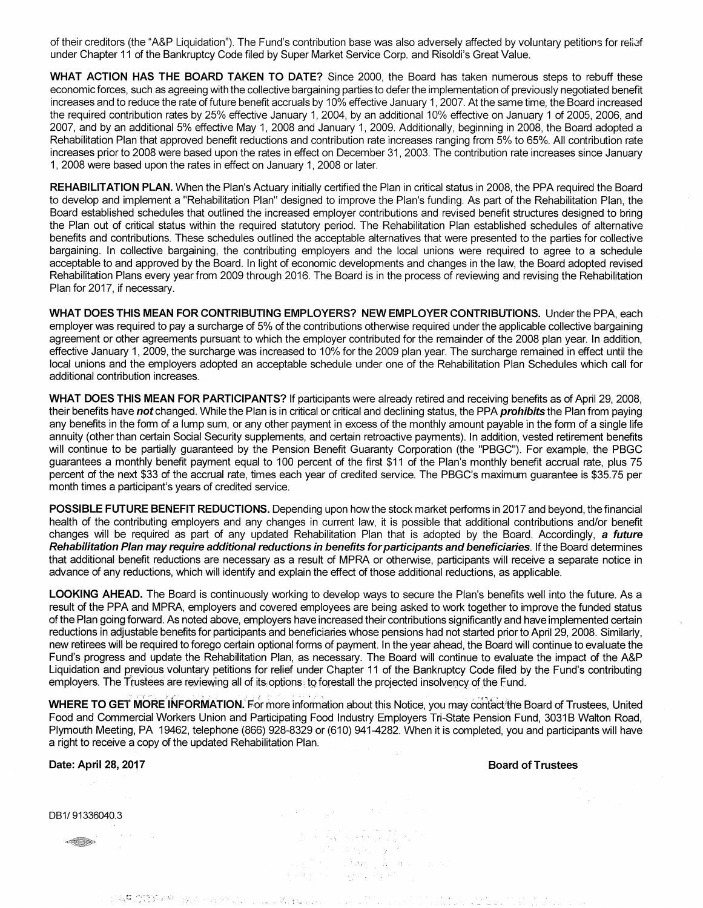of their creditors (the "A&P Liquidation"). The Fund's contribution base was also adversely affected by voluntary petitions for relief under Chapter 11 of the Bankruptcy Code filed by Super Market Service Corp. and Risoldi's Great Value.

**WHAT ACTION HAS THE BOARD TAKEN TO DATE?** Since 2000, the Board has taken numerous steps to rebuff these economic forces, such as agreeing with the collective bargaining parties to defer the implementation of previously negotiated benefit increases and to reduce the rate of future benefit accruals by 10% effective January 1, 2007. At the same time, the Board increased the required contribution rates by 25% effective January 1, 2004, by an additional 10% effective on January 1 of 2005, 2006, and 2007, and by an additional 5% effective May 1, 2008 and January 1, 2009. Additionally, beginning in 2008, the Board adopted a Rehabilitation Plan that approved benefit reductions and contribution rate increases ranging from 5% to 65%. All contribution rate increases prior to 2008 were based upon the rates in effect on December 31, 2003. The contribution rate increases since January 1, 2008 were based upon the rates in effect on January 1, 2008 or later.

**REHABILITATION PLAN.** When the Plan's Actuary initially certified the Plan in critical status in 2008, the PPA required the Board to develop and implement a "Rehabilitation Plan" designed to improve the Plan's funding. As part of the Rehabilitation Plan, the Board established schedules that outlined the increased employer contributions and revised benefit structures designed to bring the Plan out of critical status within the required statutory period. The Rehabilitation Plan established schedules of alternative benefits and contributions. These schedules outlined the acceptable alternatives that were presented to the parties for collective bargaining. In collective bargaining, the contributing employers and the local unions were required to agree to a schedule acceptable to and approved by the Board. In light of economic developments and changes in the law, the Board adopted revised Rehabilitation Plans every year from 2009 through 2016. The Board is in the process of reviewing and revising the Rehabilitation Plan for 2017, if necessary.

**WHAT DOES THIS MEAN FOR CONTRIBUTING EMPLOYERS? NEW EMPLOYER CONTRIBUTIONS.** Under the PPA, each employer was required to pay a surcharge of 5% of the contributions otherwise required under the applicable collective bargaining agreement or other agreements pursuant to which the employer contributed for the remainder of the 2008 plan year. In addition, effective January 1, 2009, the surcharge was increased to 10% for the 2009 plan year. The surcharge remained in effect until the local unions and the employers adopted an acceptable schedule under one of the Rehabilitation Plan Schedules which call for additional contribution increases.

**WHAT DOES THIS MEAN FOR PARTICIPANTS?** If participants were already retired and receiving benefits as of April 29, 2008, their benefits have ***not*** changed. While the Plan is in critical or critical and declining status, the PPA ***prohibits*** the Plan from paying any benefits in the form of a lump sum, or any other payment in excess of the monthly amount payable in the form of a single life annuity (other than certain Social Security supplements, and certain retroactive payments). In addition, vested retirement benefits will continue to be partially guaranteed by the Pension Benefit Guaranty Corporation (the "PBGC"). For example, the PBGC guarantees a monthly benefit payment equal to 100 percent of the first $11 of the Plan's monthly benefit accrual rate, plus 75 percent of the next $33 of the accrual rate, times each year of credited service. The PBGC's maximum guarantee is $35.75 per month times a participant's years of credited service.

**POSSIBLE FUTURE BENEFIT REDUCTIONS.** Depending upon how the stock market performs in 2017 and beyond, the financial health of the contributing employers and any changes in current law, it is possible that additional contributions and/or benefit changes will be required as part of any updated Rehabilitation Plan that is adopted by the Board. Accordingly, ***a future Rehabilitation Plan may require additional reductions in benefits for participants and beneficiaries***. If the Board determines that additional benefit reductions are necessary as a result of MPRA or otherwise, participants will receive a separate notice in advance of any reductions, which will identify and explain the effect of those additional reductions, as applicable.

**LOOKING AHEAD.** The Board is continuously working to develop ways to secure the Plan's benefits well into the future. As a result of the PPA and MPRA, employers and covered employees are being asked to work together to improve the funded status of the Plan going forward. As noted above, employers have increased their contributions significantly and have implemented certain reductions in adjustable benefits for participants and beneficiaries whose pensions had not started prior to April 29, 2008. Similarly, new retirees will be required to forego certain optional forms of payment. In the year ahead, the Board will continue to evaluate the Fund's progress and update the Rehabilitation Plan, as necessary. The Board will continue to evaluate the impact of the A&P Liquidation and previous voluntary petitions for relief under Chapter 11 of the Bankruptcy Code filed by the Fund's contributing employers. The Trustees are reviewing all of its options to forestall the projected insolvency of the Fund.

**WHERE TO GET MORE INFORMATION.** For more information about this Notice, you may contact the Board of Trustees, United Food and Commercial Workers Union and Participating Food Industry Employers Tri-State Pension Fund, 3031B Walton Road, Plymouth Meeting, PA 19462, telephone (866) 928-8329 or (610) 941-4282. When it is completed, you and participants will have a right to receive a copy of the updated Rehabilitation Plan.

**Date: April 28, 2017** **Board of Trustees**

DB1/ 91336040.3